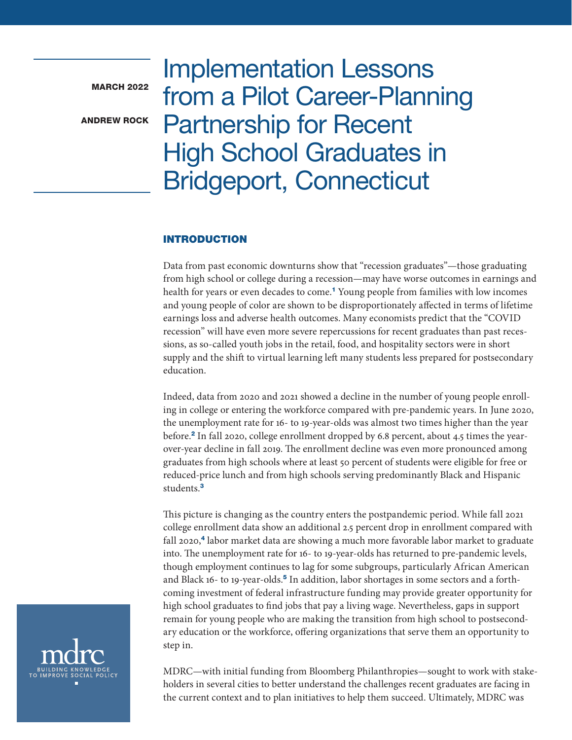MARCH 2022

ANDREW ROCK

# Implementation Lessons from a Pilot Career-Planning Partnership for Recent High School Graduates in Bridgeport, Connecticut

## INTRODUCTION

Data from past economic downturns show that "recession graduates"—those graduating from high school or college during a recession—may have worse outcomes in earnings and health for years or even decades to come.[1] Young people from families with low incomes and young people of color are shown to be disproportionately affected in terms of lifetime earnings loss and adverse health outcomes. Many economists predict that the "COVID recession" will have even more severe repercussions for recent graduates than past recessions, as so-called youth jobs in the retail, food, and hospitality sectors were in short supply and the shift to virtual learning left many students less prepared for postsecondary education.

Indeed, data from 2020 and 2021 showed a decline in the number of young people enrolling in college or entering the workforce compared with pre-pandemic years. In June 2020, the unemployment rate for 16- to 19-year-olds was almost two times higher than the year before.[2] In fall 2020, college enrollment dropped by 6.8 percent, about 4.5 times the year-over-year decline in fall 2019. The enrollment decline was even more pronounced among graduates from high schools where at least 50 percent of students were eligible for free or reduced-price lunch and from high schools serving predominantly Black and Hispanic students.[3]

This picture is changing as the country enters the postpandemic period. While fall 2021 college enrollment data show an additional 2.5 percent drop in enrollment compared with fall 2020,[4] labor market data are showing a much more favorable labor market to graduate into. The unemployment rate for 16- to 19-year-olds has returned to pre-pandemic levels, though employment continues to lag for some subgroups, particularly African American and Black 16- to 19-year-olds.[5] In addition, labor shortages in some sectors and a forthcoming investment of federal infrastructure funding may provide greater opportunity for high school graduates to find jobs that pay a living wage. Nevertheless, gaps in support remain for young people who are making the transition from high school to postsecondary education or the workforce, offering organizations that serve them an opportunity to step in.

MDRC—with initial funding from Bloomberg Philanthropies—sought to work with stakeholders in several cities to better understand the challenges recent graduates are facing in the current context and to plan initiatives to help them succeed. Ultimately, MDRC was

mdrc
BUILDING KNOWLEDGE TO IMPROVE SOCIAL POLICY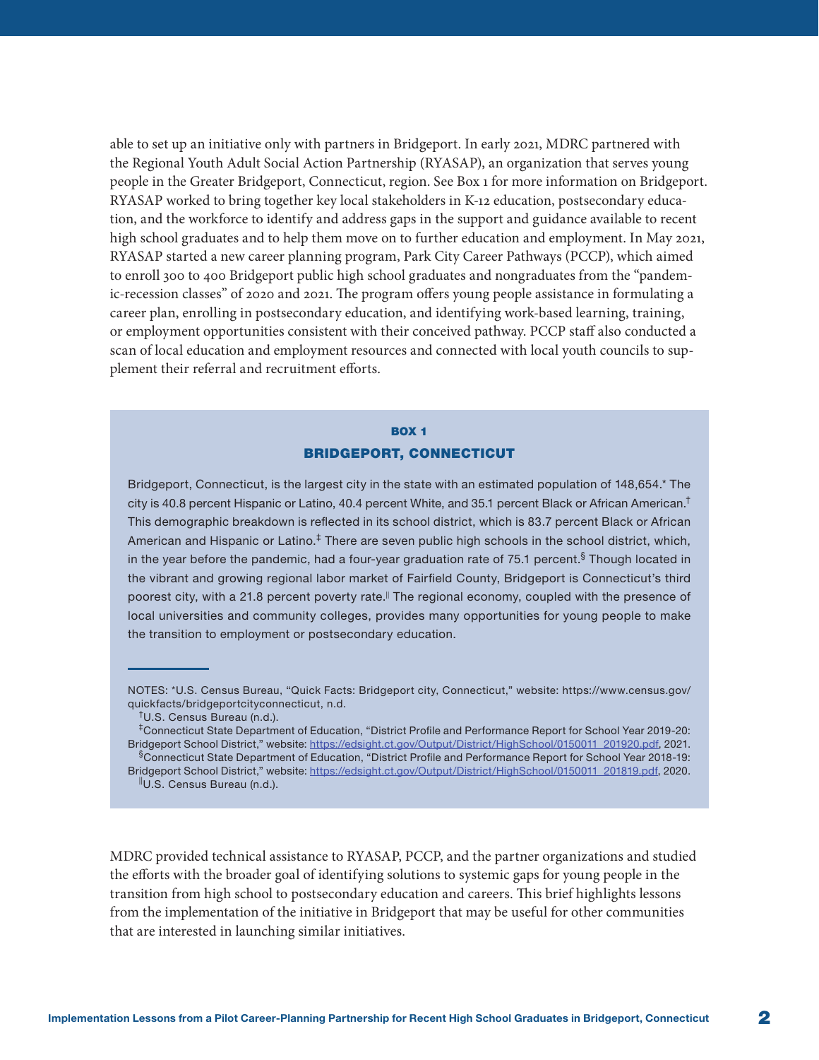able to set up an initiative only with partners in Bridgeport. In early 2021, MDRC partnered with the Regional Youth Adult Social Action Partnership (RYASAP), an organization that serves young people in the Greater Bridgeport, Connecticut, region. See Box 1 for more information on Bridgeport. RYASAP worked to bring together key local stakeholders in K-12 education, postsecondary education, and the workforce to identify and address gaps in the support and guidance available to recent high school graduates and to help them move on to further education and employment. In May 2021, RYASAP started a new career planning program, Park City Career Pathways (PCCP), which aimed to enroll 300 to 400 Bridgeport public high school graduates and nongraduates from the "pandemic-recession classes" of 2020 and 2021. The program offers young people assistance in formulating a career plan, enrolling in postsecondary education, and identifying work-based learning, training, or employment opportunities consistent with their conceived pathway. PCCP staff also conducted a scan of local education and employment resources and connected with local youth councils to supplement their referral and recruitment efforts.

**BOX 1**

## BRIDGEPORT, CONNECTICUT

Bridgeport, Connecticut, is the largest city in the state with an estimated population of 148,654.* The city is 40.8 percent Hispanic or Latino, 40.4 percent White, and 35.1 percent Black or African American.† This demographic breakdown is reflected in its school district, which is 83.7 percent Black or African American and Hispanic or Latino.‡ There are seven public high schools in the school district, which, in the year before the pandemic, had a four-year graduation rate of 75.1 percent.§ Though located in the vibrant and growing regional labor market of Fairfield County, Bridgeport is Connecticut's third poorest city, with a 21.8 percent poverty rate.‖ The regional economy, coupled with the presence of local universities and community colleges, provides many opportunities for young people to make the transition to employment or postsecondary education.

NOTES: *U.S. Census Bureau, "Quick Facts: Bridgeport city, Connecticut," website: https://www.census.gov/quickfacts/bridgeportcityconnecticut, n.d.

†U.S. Census Bureau (n.d.).

‡Connecticut State Department of Education, "District Profile and Performance Report for School Year 2019-20: Bridgeport School District," website: https://edsight.ct.gov/Output/District/HighSchool/0150011_201920.pdf, 2021.

§Connecticut State Department of Education, "District Profile and Performance Report for School Year 2018-19: Bridgeport School District," website: https://edsight.ct.gov/Output/District/HighSchool/0150011_201819.pdf, 2020.

‖U.S. Census Bureau (n.d.).

MDRC provided technical assistance to RYASAP, PCCP, and the partner organizations and studied the efforts with the broader goal of identifying solutions to systemic gaps for young people in the transition from high school to postsecondary education and careers. This brief highlights lessons from the implementation of the initiative in Bridgeport that may be useful for other communities that are interested in launching similar initiatives.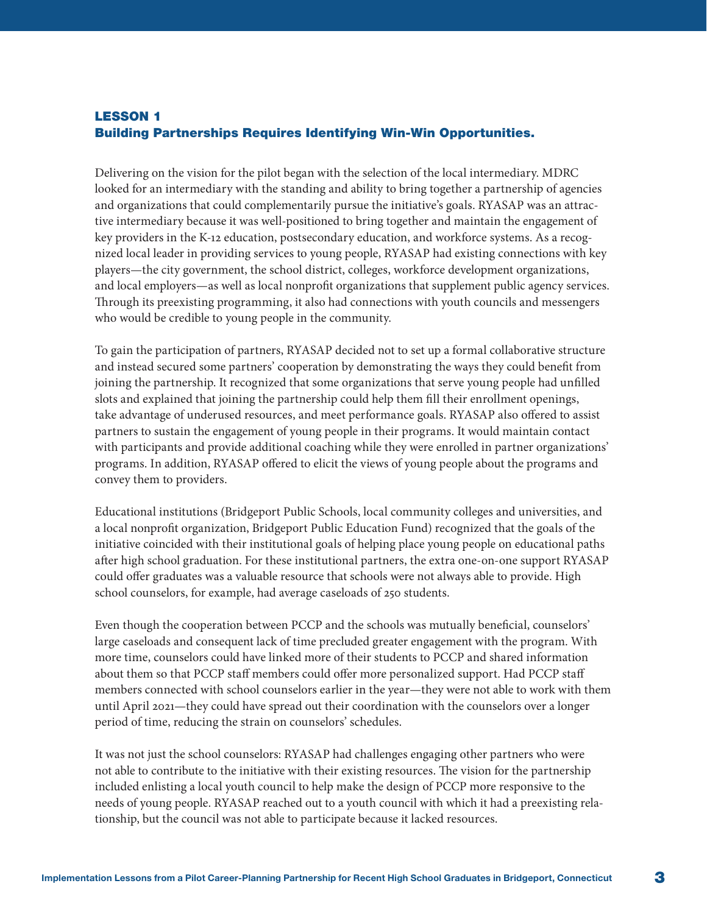## LESSON 1
## Building Partnerships Requires Identifying Win-Win Opportunities.

Delivering on the vision for the pilot began with the selection of the local intermediary. MDRC looked for an intermediary with the standing and ability to bring together a partnership of agencies and organizations that could complementarily pursue the initiative's goals. RYASAP was an attractive intermediary because it was well-positioned to bring together and maintain the engagement of key providers in the K-12 education, postsecondary education, and workforce systems. As a recognized local leader in providing services to young people, RYASAP had existing connections with key players—the city government, the school district, colleges, workforce development organizations, and local employers—as well as local nonprofit organizations that supplement public agency services. Through its preexisting programming, it also had connections with youth councils and messengers who would be credible to young people in the community.

To gain the participation of partners, RYASAP decided not to set up a formal collaborative structure and instead secured some partners' cooperation by demonstrating the ways they could benefit from joining the partnership. It recognized that some organizations that serve young people had unfilled slots and explained that joining the partnership could help them fill their enrollment openings, take advantage of underused resources, and meet performance goals. RYASAP also offered to assist partners to sustain the engagement of young people in their programs. It would maintain contact with participants and provide additional coaching while they were enrolled in partner organizations' programs. In addition, RYASAP offered to elicit the views of young people about the programs and convey them to providers.

Educational institutions (Bridgeport Public Schools, local community colleges and universities, and a local nonprofit organization, Bridgeport Public Education Fund) recognized that the goals of the initiative coincided with their institutional goals of helping place young people on educational paths after high school graduation. For these institutional partners, the extra one-on-one support RYASAP could offer graduates was a valuable resource that schools were not always able to provide. High school counselors, for example, had average caseloads of 250 students.

Even though the cooperation between PCCP and the schools was mutually beneficial, counselors' large caseloads and consequent lack of time precluded greater engagement with the program. With more time, counselors could have linked more of their students to PCCP and shared information about them so that PCCP staff members could offer more personalized support. Had PCCP staff members connected with school counselors earlier in the year—they were not able to work with them until April 2021—they could have spread out their coordination with the counselors over a longer period of time, reducing the strain on counselors' schedules.

It was not just the school counselors: RYASAP had challenges engaging other partners who were not able to contribute to the initiative with their existing resources. The vision for the partnership included enlisting a local youth council to help make the design of PCCP more responsive to the needs of young people. RYASAP reached out to a youth council with which it had a preexisting relationship, but the council was not able to participate because it lacked resources.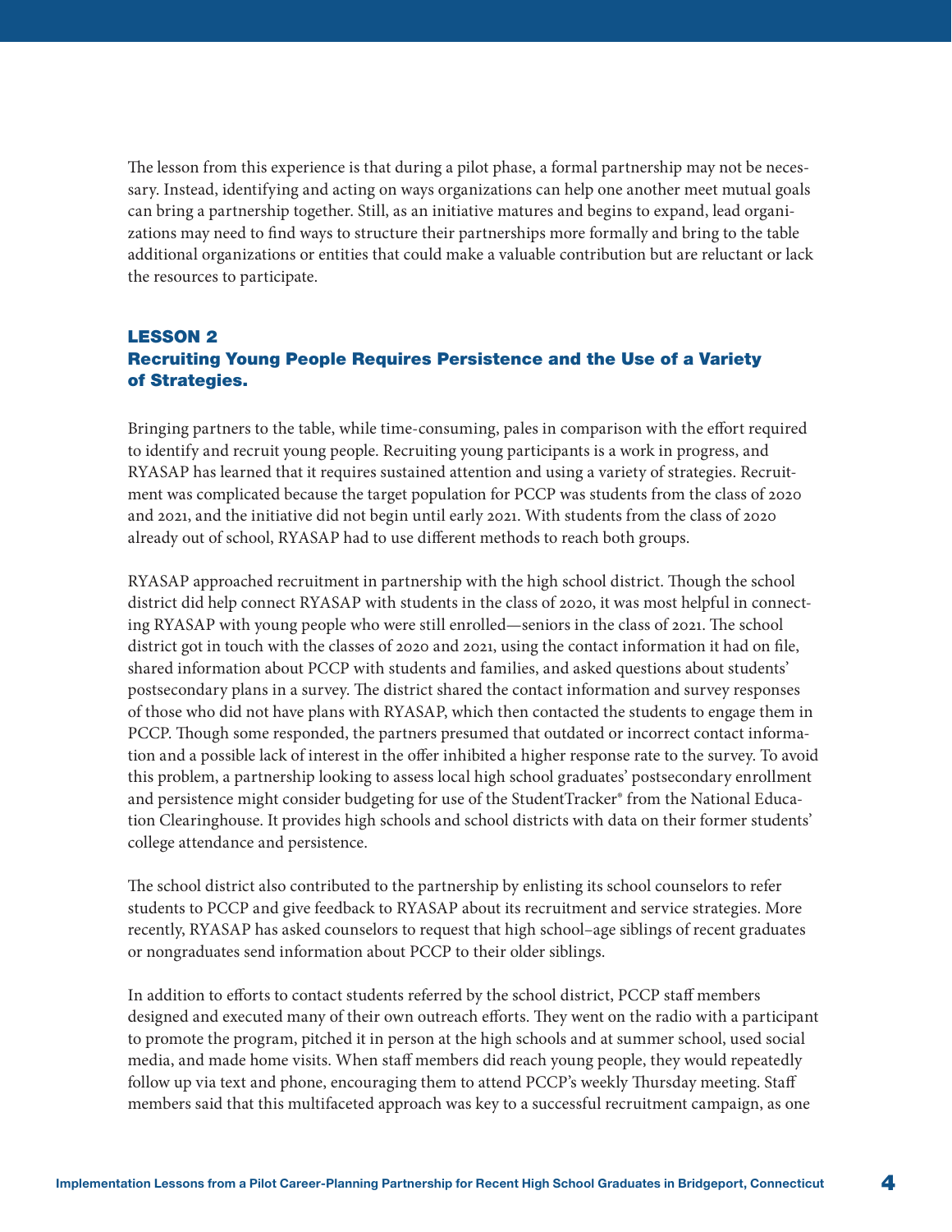The lesson from this experience is that during a pilot phase, a formal partnership may not be necessary. Instead, identifying and acting on ways organizations can help one another meet mutual goals can bring a partnership together. Still, as an initiative matures and begins to expand, lead organizations may need to find ways to structure their partnerships more formally and bring to the table additional organizations or entities that could make a valuable contribution but are reluctant or lack the resources to participate.

### LESSON 2
### Recruiting Young People Requires Persistence and the Use of a Variety of Strategies.

Bringing partners to the table, while time-consuming, pales in comparison with the effort required to identify and recruit young people. Recruiting young participants is a work in progress, and RYASAP has learned that it requires sustained attention and using a variety of strategies. Recruitment was complicated because the target population for PCCP was students from the class of 2020 and 2021, and the initiative did not begin until early 2021. With students from the class of 2020 already out of school, RYASAP had to use different methods to reach both groups.

RYASAP approached recruitment in partnership with the high school district. Though the school district did help connect RYASAP with students in the class of 2020, it was most helpful in connecting RYASAP with young people who were still enrolled—seniors in the class of 2021. The school district got in touch with the classes of 2020 and 2021, using the contact information it had on file, shared information about PCCP with students and families, and asked questions about students' postsecondary plans in a survey. The district shared the contact information and survey responses of those who did not have plans with RYASAP, which then contacted the students to engage them in PCCP. Though some responded, the partners presumed that outdated or incorrect contact information and a possible lack of interest in the offer inhibited a higher response rate to the survey. To avoid this problem, a partnership looking to assess local high school graduates' postsecondary enrollment and persistence might consider budgeting for use of the StudentTracker® from the National Education Clearinghouse. It provides high schools and school districts with data on their former students' college attendance and persistence.

The school district also contributed to the partnership by enlisting its school counselors to refer students to PCCP and give feedback to RYASAP about its recruitment and service strategies. More recently, RYASAP has asked counselors to request that high school–age siblings of recent graduates or nongraduates send information about PCCP to their older siblings.

In addition to efforts to contact students referred by the school district, PCCP staff members designed and executed many of their own outreach efforts. They went on the radio with a participant to promote the program, pitched it in person at the high schools and at summer school, used social media, and made home visits. When staff members did reach young people, they would repeatedly follow up via text and phone, encouraging them to attend PCCP's weekly Thursday meeting. Staff members said that this multifaceted approach was key to a successful recruitment campaign, as one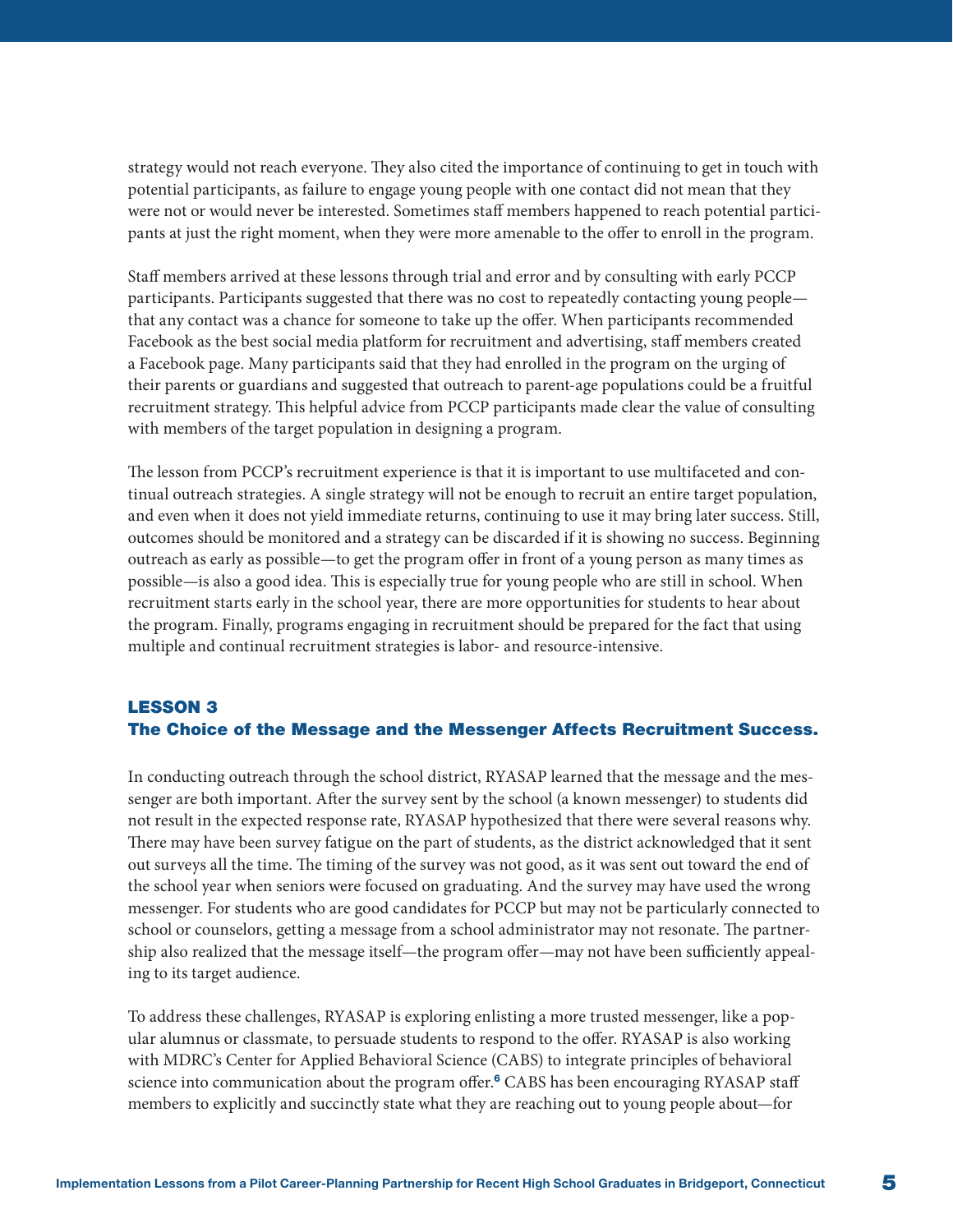strategy would not reach everyone. They also cited the importance of continuing to get in touch with potential participants, as failure to engage young people with one contact did not mean that they were not or would never be interested. Sometimes staff members happened to reach potential participants at just the right moment, when they were more amenable to the offer to enroll in the program.

Staff members arrived at these lessons through trial and error and by consulting with early PCCP participants. Participants suggested that there was no cost to repeatedly contacting young people—that any contact was a chance for someone to take up the offer. When participants recommended Facebook as the best social media platform for recruitment and advertising, staff members created a Facebook page. Many participants said that they had enrolled in the program on the urging of their parents or guardians and suggested that outreach to parent-age populations could be a fruitful recruitment strategy. This helpful advice from PCCP participants made clear the value of consulting with members of the target population in designing a program.

The lesson from PCCP's recruitment experience is that it is important to use multifaceted and continual outreach strategies. A single strategy will not be enough to recruit an entire target population, and even when it does not yield immediate returns, continuing to use it may bring later success. Still, outcomes should be monitored and a strategy can be discarded if it is showing no success. Beginning outreach as early as possible—to get the program offer in front of a young person as many times as possible—is also a good idea. This is especially true for young people who are still in school. When recruitment starts early in the school year, there are more opportunities for students to hear about the program. Finally, programs engaging in recruitment should be prepared for the fact that using multiple and continual recruitment strategies is labor- and resource-intensive.

### LESSON 3
### The Choice of the Message and the Messenger Affects Recruitment Success.

In conducting outreach through the school district, RYASAP learned that the message and the messenger are both important. After the survey sent by the school (a known messenger) to students did not result in the expected response rate, RYASAP hypothesized that there were several reasons why. There may have been survey fatigue on the part of students, as the district acknowledged that it sent out surveys all the time. The timing of the survey was not good, as it was sent out toward the end of the school year when seniors were focused on graduating. And the survey may have used the wrong messenger. For students who are good candidates for PCCP but may not be particularly connected to school or counselors, getting a message from a school administrator may not resonate. The partnership also realized that the message itself—the program offer—may not have been sufficiently appealing to its target audience.

To address these challenges, RYASAP is exploring enlisting a more trusted messenger, like a popular alumnus or classmate, to persuade students to respond to the offer. RYASAP is also working with MDRC's Center for Applied Behavioral Science (CABS) to integrate principles of behavioral science into communication about the program offer.[6] CABS has been encouraging RYASAP staff members to explicitly and succinctly state what they are reaching out to young people about—for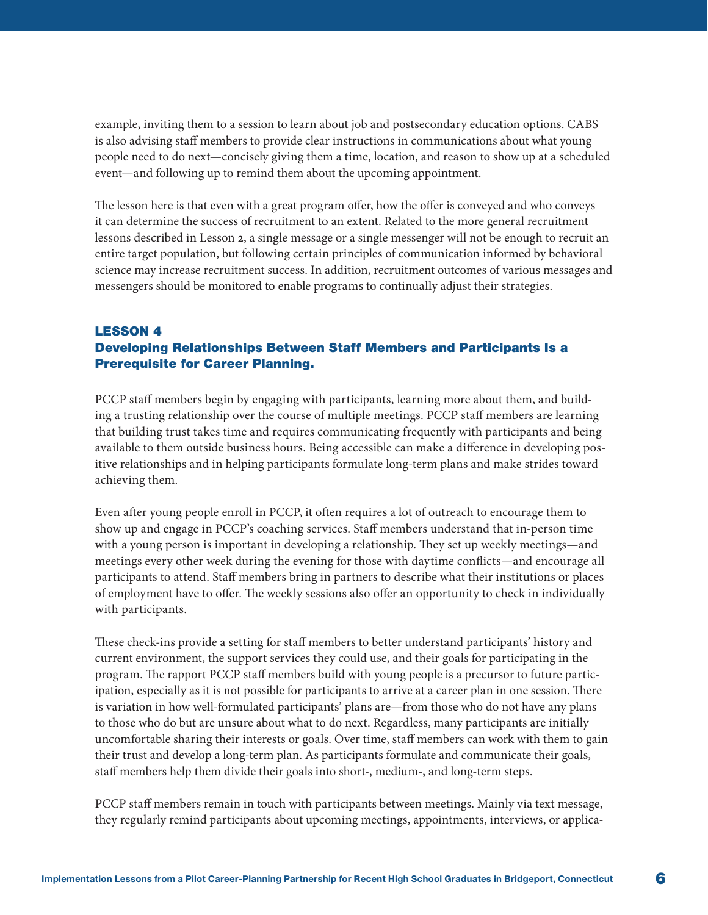example, inviting them to a session to learn about job and postsecondary education options. CABS is also advising staff members to provide clear instructions in communications about what young people need to do next—concisely giving them a time, location, and reason to show up at a scheduled event—and following up to remind them about the upcoming appointment.

The lesson here is that even with a great program offer, how the offer is conveyed and who conveys it can determine the success of recruitment to an extent. Related to the more general recruitment lessons described in Lesson 2, a single message or a single messenger will not be enough to recruit an entire target population, but following certain principles of communication informed by behavioral science may increase recruitment success. In addition, recruitment outcomes of various messages and messengers should be monitored to enable programs to continually adjust their strategies.

### LESSON 4
### Developing Relationships Between Staff Members and Participants Is a Prerequisite for Career Planning.

PCCP staff members begin by engaging with participants, learning more about them, and building a trusting relationship over the course of multiple meetings. PCCP staff members are learning that building trust takes time and requires communicating frequently with participants and being available to them outside business hours. Being accessible can make a difference in developing positive relationships and in helping participants formulate long-term plans and make strides toward achieving them.

Even after young people enroll in PCCP, it often requires a lot of outreach to encourage them to show up and engage in PCCP's coaching services. Staff members understand that in-person time with a young person is important in developing a relationship. They set up weekly meetings—and meetings every other week during the evening for those with daytime conflicts—and encourage all participants to attend. Staff members bring in partners to describe what their institutions or places of employment have to offer. The weekly sessions also offer an opportunity to check in individually with participants.

These check-ins provide a setting for staff members to better understand participants' history and current environment, the support services they could use, and their goals for participating in the program. The rapport PCCP staff members build with young people is a precursor to future participation, especially as it is not possible for participants to arrive at a career plan in one session. There is variation in how well-formulated participants' plans are—from those who do not have any plans to those who do but are unsure about what to do next. Regardless, many participants are initially uncomfortable sharing their interests or goals. Over time, staff members can work with them to gain their trust and develop a long-term plan. As participants formulate and communicate their goals, staff members help them divide their goals into short-, medium-, and long-term steps.

PCCP staff members remain in touch with participants between meetings. Mainly via text message, they regularly remind participants about upcoming meetings, appointments, interviews, or applica-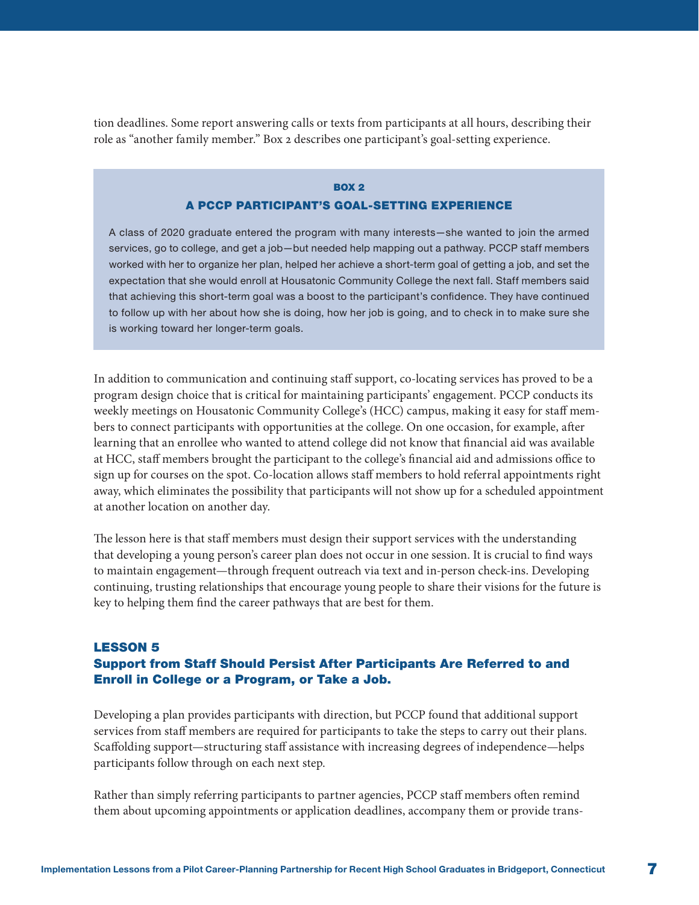tion deadlines. Some report answering calls or texts from participants at all hours, describing their role as "another family member." Box 2 describes one participant's goal-setting experience.

> **BOX 2**
>
> **A PCCP PARTICIPANT'S GOAL-SETTING EXPERIENCE**
>
> A class of 2020 graduate entered the program with many interests—she wanted to join the armed services, go to college, and get a job—but needed help mapping out a pathway. PCCP staff members worked with her to organize her plan, helped her achieve a short-term goal of getting a job, and set the expectation that she would enroll at Housatonic Community College the next fall. Staff members said that achieving this short-term goal was a boost to the participant's confidence. They have continued to follow up with her about how she is doing, how her job is going, and to check in to make sure she is working toward her longer-term goals.

In addition to communication and continuing staff support, co-locating services has proved to be a program design choice that is critical for maintaining participants' engagement. PCCP conducts its weekly meetings on Housatonic Community College's (HCC) campus, making it easy for staff members to connect participants with opportunities at the college. On one occasion, for example, after learning that an enrollee who wanted to attend college did not know that financial aid was available at HCC, staff members brought the participant to the college's financial aid and admissions office to sign up for courses on the spot. Co-location allows staff members to hold referral appointments right away, which eliminates the possibility that participants will not show up for a scheduled appointment at another location on another day.

The lesson here is that staff members must design their support services with the understanding that developing a young person's career plan does not occur in one session. It is crucial to find ways to maintain engagement—through frequent outreach via text and in-person check-ins. Developing continuing, trusting relationships that encourage young people to share their visions for the future is key to helping them find the career pathways that are best for them.

## LESSON 5
### Support from Staff Should Persist After Participants Are Referred to and Enroll in College or a Program, or Take a Job.

Developing a plan provides participants with direction, but PCCP found that additional support services from staff members are required for participants to take the steps to carry out their plans. Scaffolding support—structuring staff assistance with increasing degrees of independence—helps participants follow through on each next step.

Rather than simply referring participants to partner agencies, PCCP staff members often remind them about upcoming appointments or application deadlines, accompany them or provide trans-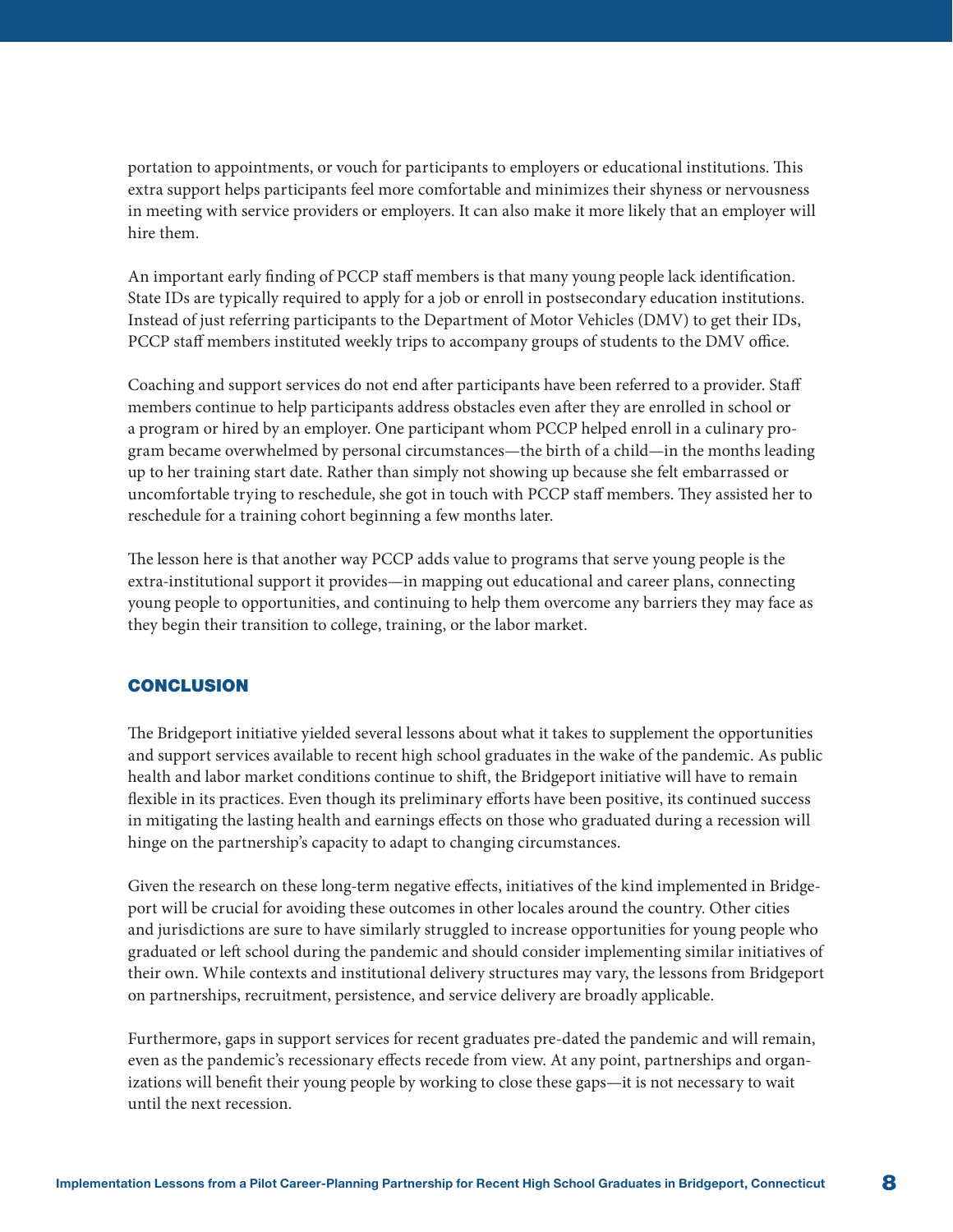portation to appointments, or vouch for participants to employers or educational institutions. This extra support helps participants feel more comfortable and minimizes their shyness or nervousness in meeting with service providers or employers. It can also make it more likely that an employer will hire them.

An important early finding of PCCP staff members is that many young people lack identification. State IDs are typically required to apply for a job or enroll in postsecondary education institutions. Instead of just referring participants to the Department of Motor Vehicles (DMV) to get their IDs, PCCP staff members instituted weekly trips to accompany groups of students to the DMV office.

Coaching and support services do not end after participants have been referred to a provider. Staff members continue to help participants address obstacles even after they are enrolled in school or a program or hired by an employer. One participant whom PCCP helped enroll in a culinary program became overwhelmed by personal circumstances—the birth of a child—in the months leading up to her training start date. Rather than simply not showing up because she felt embarrassed or uncomfortable trying to reschedule, she got in touch with PCCP staff members. They assisted her to reschedule for a training cohort beginning a few months later.

The lesson here is that another way PCCP adds value to programs that serve young people is the extra-institutional support it provides—in mapping out educational and career plans, connecting young people to opportunities, and continuing to help them overcome any barriers they may face as they begin their transition to college, training, or the labor market.

## CONCLUSION

The Bridgeport initiative yielded several lessons about what it takes to supplement the opportunities and support services available to recent high school graduates in the wake of the pandemic. As public health and labor market conditions continue to shift, the Bridgeport initiative will have to remain flexible in its practices. Even though its preliminary efforts have been positive, its continued success in mitigating the lasting health and earnings effects on those who graduated during a recession will hinge on the partnership's capacity to adapt to changing circumstances.

Given the research on these long-term negative effects, initiatives of the kind implemented in Bridgeport will be crucial for avoiding these outcomes in other locales around the country. Other cities and jurisdictions are sure to have similarly struggled to increase opportunities for young people who graduated or left school during the pandemic and should consider implementing similar initiatives of their own. While contexts and institutional delivery structures may vary, the lessons from Bridgeport on partnerships, recruitment, persistence, and service delivery are broadly applicable.

Furthermore, gaps in support services for recent graduates pre-dated the pandemic and will remain, even as the pandemic's recessionary effects recede from view. At any point, partnerships and organizations will benefit their young people by working to close these gaps—it is not necessary to wait until the next recession.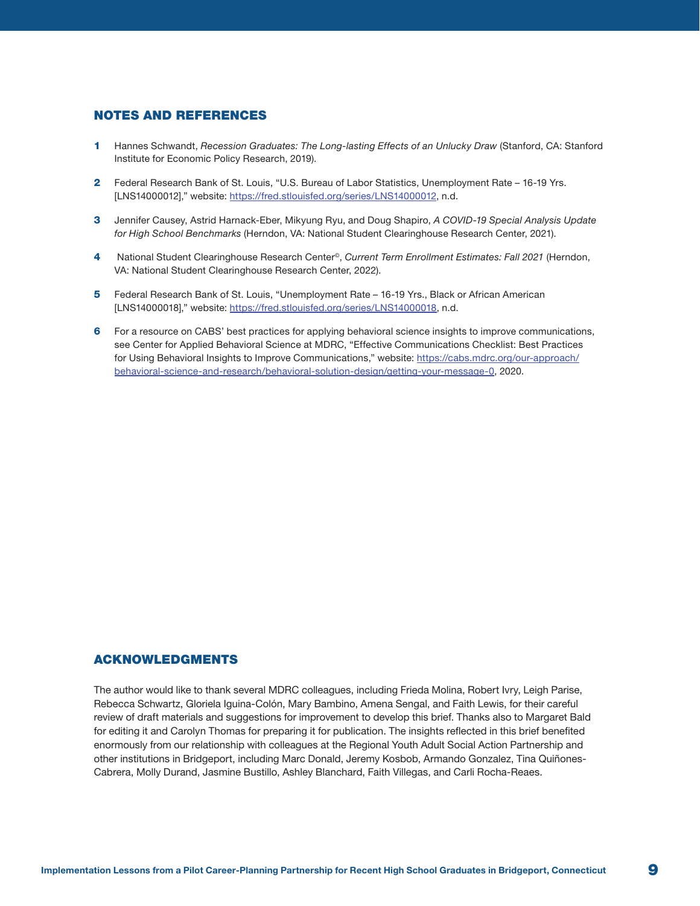## NOTES AND REFERENCES

1. Hannes Schwandt, *Recession Graduates: The Long-lasting Effects of an Unlucky Draw* (Stanford, CA: Stanford Institute for Economic Policy Research, 2019).

2. Federal Research Bank of St. Louis, "U.S. Bureau of Labor Statistics, Unemployment Rate – 16-19 Yrs. [LNS14000012]," website: https://fred.stlouisfed.org/series/LNS14000012, n.d.

3. Jennifer Causey, Astrid Harnack-Eber, Mikyung Ryu, and Doug Shapiro, *A COVID-19 Special Analysis Update for High School Benchmarks* (Herndon, VA: National Student Clearinghouse Research Center, 2021).

4. National Student Clearinghouse Research Center©, *Current Term Enrollment Estimates: Fall 2021* (Herndon, VA: National Student Clearinghouse Research Center, 2022).

5. Federal Research Bank of St. Louis, "Unemployment Rate – 16-19 Yrs., Black or African American [LNS14000018]," website: https://fred.stlouisfed.org/series/LNS14000018, n.d.

6. For a resource on CABS' best practices for applying behavioral science insights to improve communications, see Center for Applied Behavioral Science at MDRC, "Effective Communications Checklist: Best Practices for Using Behavioral Insights to Improve Communications," website: https://cabs.mdrc.org/our-approach/behavioral-science-and-research/behavioral-solution-design/getting-your-message-0, 2020.

## ACKNOWLEDGMENTS

The author would like to thank several MDRC colleagues, including Frieda Molina, Robert Ivry, Leigh Parise, Rebecca Schwartz, Gloriela Iguina-Colón, Mary Bambino, Amena Sengal, and Faith Lewis, for their careful review of draft materials and suggestions for improvement to develop this brief. Thanks also to Margaret Bald for editing it and Carolyn Thomas for preparing it for publication. The insights reflected in this brief benefited enormously from our relationship with colleagues at the Regional Youth Adult Social Action Partnership and other institutions in Bridgeport, including Marc Donald, Jeremy Kosbob, Armando Gonzalez, Tina Quiñones-Cabrera, Molly Durand, Jasmine Bustillo, Ashley Blanchard, Faith Villegas, and Carli Rocha-Reaes.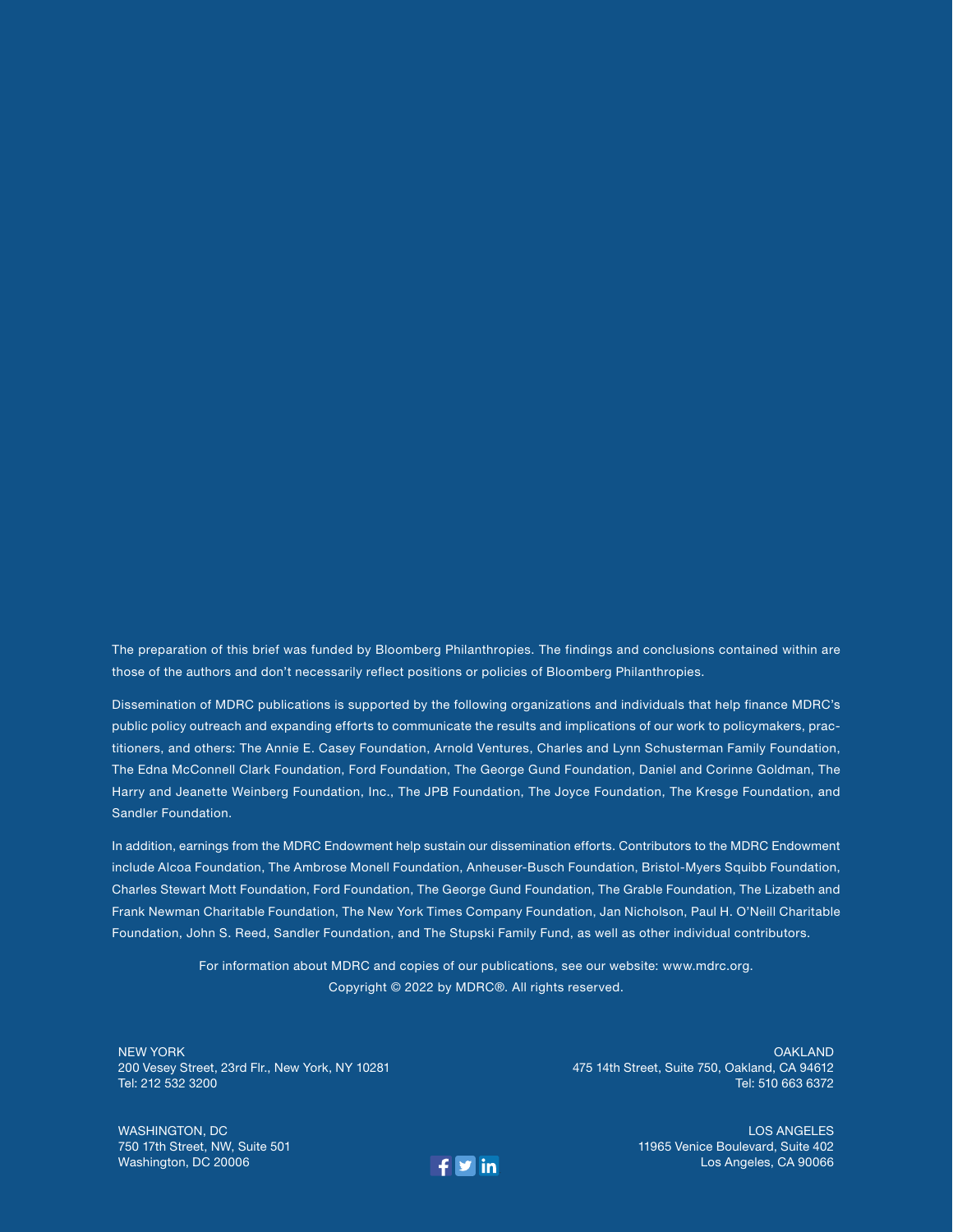The preparation of this brief was funded by Bloomberg Philanthropies. The findings and conclusions contained within are those of the authors and don't necessarily reflect positions or policies of Bloomberg Philanthropies.

Dissemination of MDRC publications is supported by the following organizations and individuals that help finance MDRC's public policy outreach and expanding efforts to communicate the results and implications of our work to policymakers, practitioners, and others: The Annie E. Casey Foundation, Arnold Ventures, Charles and Lynn Schusterman Family Foundation, The Edna McConnell Clark Foundation, Ford Foundation, The George Gund Foundation, Daniel and Corinne Goldman, The Harry and Jeanette Weinberg Foundation, Inc., The JPB Foundation, The Joyce Foundation, The Kresge Foundation, and Sandler Foundation.

In addition, earnings from the MDRC Endowment help sustain our dissemination efforts. Contributors to the MDRC Endowment include Alcoa Foundation, The Ambrose Monell Foundation, Anheuser-Busch Foundation, Bristol-Myers Squibb Foundation, Charles Stewart Mott Foundation, Ford Foundation, The George Gund Foundation, The Grable Foundation, The Lizabeth and Frank Newman Charitable Foundation, The New York Times Company Foundation, Jan Nicholson, Paul H. O'Neill Charitable Foundation, John S. Reed, Sandler Foundation, and The Stupski Family Fund, as well as other individual contributors.

For information about MDRC and copies of our publications, see our website: www.mdrc.org.
Copyright © 2022 by MDRC®. All rights reserved.

NEW YORK
200 Vesey Street, 23rd Flr., New York, NY 10281
Tel: 212 532 3200

OAKLAND
475 14th Street, Suite 750, Oakland, CA 94612
Tel: 510 663 6372

WASHINGTON, DC
750 17th Street, NW, Suite 501
Washington, DC 20006

LOS ANGELES
11965 Venice Boulevard, Suite 402
Los Angeles, CA 90066